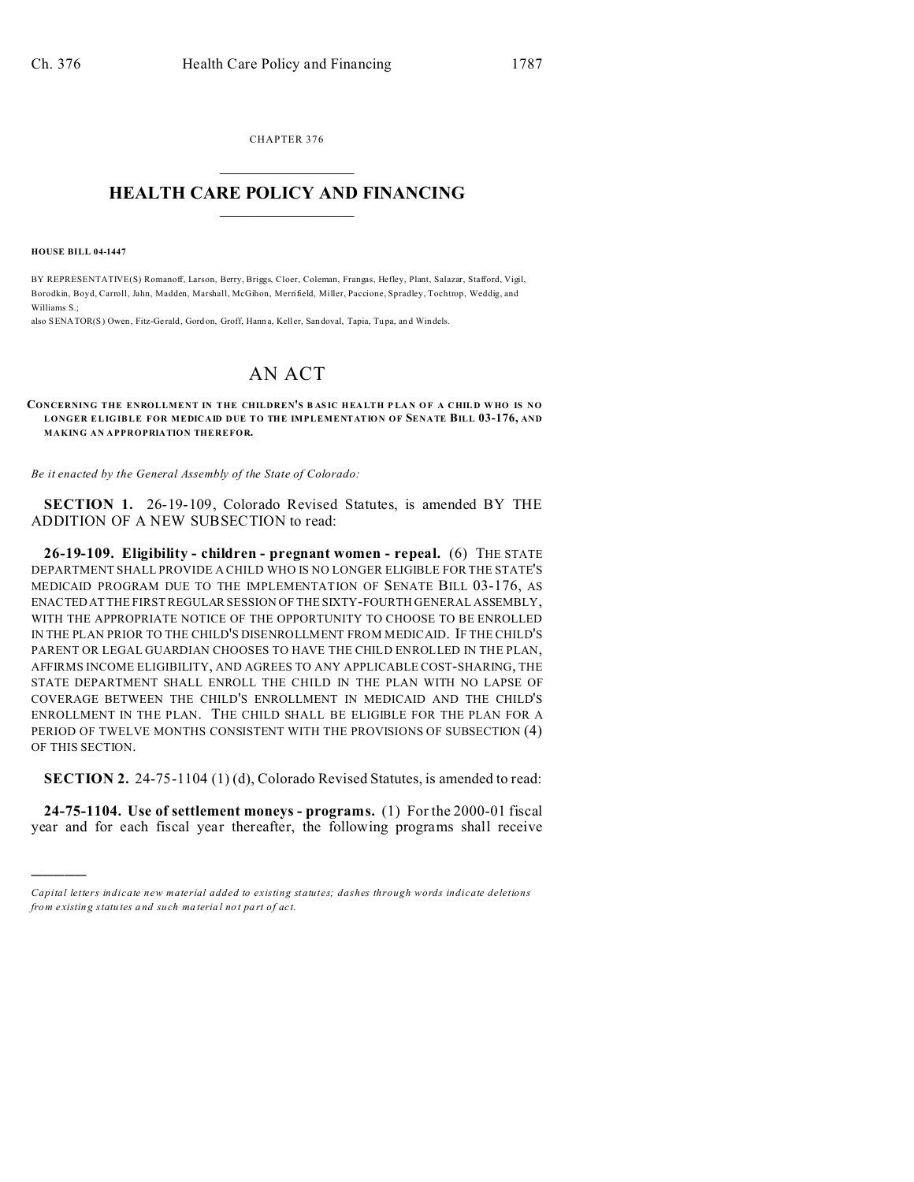CHAPTER 376

# HEALTH CARE POLICY AND FINANCING

**HOUSE BILL 04-1447**

BY REPRESENTATIVE(S) Romanoff, Larson, Berry, Briggs, Cloer, Coleman, Frangas, Hefley, Plant, Salazar, Stafford, Vigil, Borodkin, Boyd, Carroll, Jahn, Madden, Marshall, McGihon, Merrifield, Miller, Paccione, Spradley, Tochtrop, Weddig, and Williams S.;

also SENATOR(S) Owen, Fitz-Gerald, Gordon, Groff, Hanna, Keller, Sandoval, Tapia, Tupa, and Windels.

## AN ACT

**CONCERNING THE ENROLLMENT IN THE CHILDREN'S BASIC HEALTH PLAN OF A CHILD WHO IS NO LONGER ELIGIBLE FOR MEDICAID DUE TO THE IMPLEMENTATION OF SENATE BILL 03-176, AND MAKING AN APPROPRIATION THEREFOR.**

*Be it enacted by the General Assembly of the State of Colorado:*

**SECTION 1.** 26-19-109, Colorado Revised Statutes, is amended BY THE ADDITION OF A NEW SUBSECTION to read:

**26-19-109. Eligibility - children - pregnant women - repeal.** (6) THE STATE DEPARTMENT SHALL PROVIDE A CHILD WHO IS NO LONGER ELIGIBLE FOR THE STATE'S MEDICAID PROGRAM DUE TO THE IMPLEMENTATION OF SENATE BILL 03-176, AS ENACTED AT THE FIRST REGULAR SESSION OF THE SIXTY-FOURTH GENERAL ASSEMBLY, WITH THE APPROPRIATE NOTICE OF THE OPPORTUNITY TO CHOOSE TO BE ENROLLED IN THE PLAN PRIOR TO THE CHILD'S DISENROLLMENT FROM MEDICAID. IF THE CHILD'S PARENT OR LEGAL GUARDIAN CHOOSES TO HAVE THE CHILD ENROLLED IN THE PLAN, AFFIRMS INCOME ELIGIBILITY, AND AGREES TO ANY APPLICABLE COST-SHARING, THE STATE DEPARTMENT SHALL ENROLL THE CHILD IN THE PLAN WITH NO LAPSE OF COVERAGE BETWEEN THE CHILD'S ENROLLMENT IN MEDICAID AND THE CHILD'S ENROLLMENT IN THE PLAN. THE CHILD SHALL BE ELIGIBLE FOR THE PLAN FOR A PERIOD OF TWELVE MONTHS CONSISTENT WITH THE PROVISIONS OF SUBSECTION (4) OF THIS SECTION.

**SECTION 2.** 24-75-1104 (1) (d), Colorado Revised Statutes, is amended to read:

**24-75-1104. Use of settlement moneys - programs.** (1) For the 2000-01 fiscal year and for each fiscal year thereafter, the following programs shall receive

---

*Capital letters indicate new material added to existing statutes; dashes through words indicate deletions from existing statutes and such material not part of act.*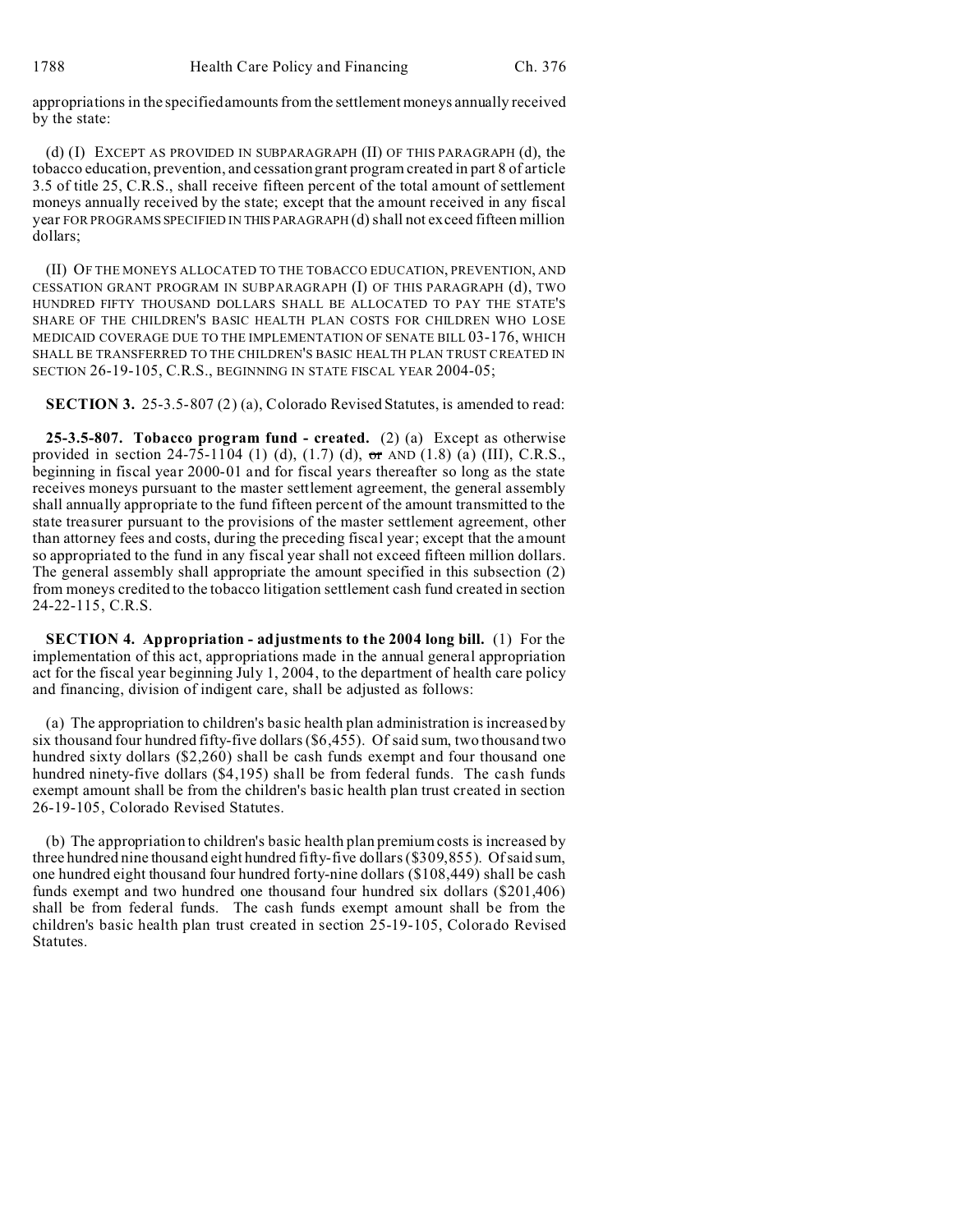appropriations in the specified amounts from the settlement moneys annually received by the state:

(d) (I) EXCEPT AS PROVIDED IN SUBPARAGRAPH (II) OF THIS PARAGRAPH (d), the tobacco education, prevention, and cessation grant program created in part 8 of article 3.5 of title 25, C.R.S., shall receive fifteen percent of the total amount of settlement moneys annually received by the state; except that the amount received in any fiscal year FOR PROGRAMS SPECIFIED IN THIS PARAGRAPH (d) shall not exceed fifteen million dollars;

(II) OF THE MONEYS ALLOCATED TO THE TOBACCO EDUCATION, PREVENTION, AND CESSATION GRANT PROGRAM IN SUBPARAGRAPH (I) OF THIS PARAGRAPH (d), TWO HUNDRED FIFTY THOUSAND DOLLARS SHALL BE ALLOCATED TO PAY THE STATE'S SHARE OF THE CHILDREN'S BASIC HEALTH PLAN COSTS FOR CHILDREN WHO LOSE MEDICAID COVERAGE DUE TO THE IMPLEMENTATION OF SENATE BILL 03-176, WHICH SHALL BE TRANSFERRED TO THE CHILDREN'S BASIC HEALTH PLAN TRUST CREATED IN SECTION 26-19-105, C.R.S., BEGINNING IN STATE FISCAL YEAR 2004-05;

**SECTION 3.** 25-3.5-807 (2) (a), Colorado Revised Statutes, is amended to read:

**25-3.5-807. Tobacco program fund - created.** (2) (a) Except as otherwise provided in section 24-75-1104 (1) (d), (1.7) (d), ~~or~~ AND (1.8) (a) (III), C.R.S., beginning in fiscal year 2000-01 and for fiscal years thereafter so long as the state receives moneys pursuant to the master settlement agreement, the general assembly shall annually appropriate to the fund fifteen percent of the amount transmitted to the state treasurer pursuant to the provisions of the master settlement agreement, other than attorney fees and costs, during the preceding fiscal year; except that the amount so appropriated to the fund in any fiscal year shall not exceed fifteen million dollars. The general assembly shall appropriate the amount specified in this subsection (2) from moneys credited to the tobacco litigation settlement cash fund created in section 24-22-115, C.R.S.

**SECTION 4. Appropriation - adjustments to the 2004 long bill.** (1) For the implementation of this act, appropriations made in the annual general appropriation act for the fiscal year beginning July 1, 2004, to the department of health care policy and financing, division of indigent care, shall be adjusted as follows:

(a) The appropriation to children's basic health plan administration is increased by six thousand four hundred fifty-five dollars ($6,455). Of said sum, two thousand two hundred sixty dollars ($2,260) shall be cash funds exempt and four thousand one hundred ninety-five dollars ($4,195) shall be from federal funds. The cash funds exempt amount shall be from the children's basic health plan trust created in section 26-19-105, Colorado Revised Statutes.

(b) The appropriation to children's basic health plan premium costs is increased by three hundred nine thousand eight hundred fifty-five dollars ($309,855). Of said sum, one hundred eight thousand four hundred forty-nine dollars ($108,449) shall be cash funds exempt and two hundred one thousand four hundred six dollars ($201,406) shall be from federal funds. The cash funds exempt amount shall be from the children's basic health plan trust created in section 25-19-105, Colorado Revised Statutes.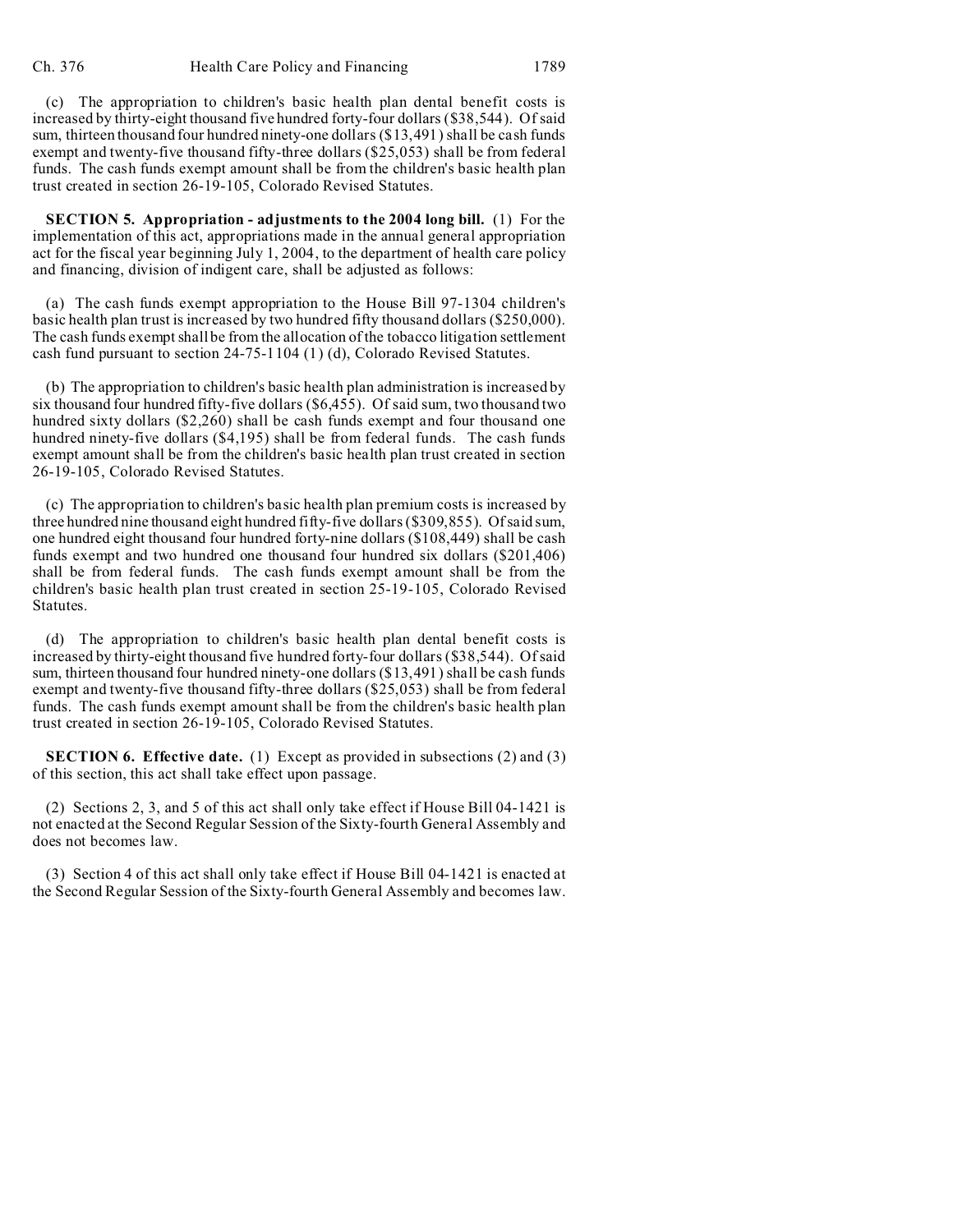(c) The appropriation to children's basic health plan dental benefit costs is increased by thirty-eight thousand five hundred forty-four dollars ($38,544). Of said sum, thirteen thousand four hundred ninety-one dollars ($13,491) shall be cash funds exempt and twenty-five thousand fifty-three dollars ($25,053) shall be from federal funds. The cash funds exempt amount shall be from the children's basic health plan trust created in section 26-19-105, Colorado Revised Statutes.

**SECTION 5. Appropriation - adjustments to the 2004 long bill.** (1) For the implementation of this act, appropriations made in the annual general appropriation act for the fiscal year beginning July 1, 2004, to the department of health care policy and financing, division of indigent care, shall be adjusted as follows:

(a) The cash funds exempt appropriation to the House Bill 97-1304 children's basic health plan trust is increased by two hundred fifty thousand dollars ($250,000). The cash funds exempt shall be from the allocation of the tobacco litigation settlement cash fund pursuant to section 24-75-1104 (1) (d), Colorado Revised Statutes.

(b) The appropriation to children's basic health plan administration is increased by six thousand four hundred fifty-five dollars ($6,455). Of said sum, two thousand two hundred sixty dollars ($2,260) shall be cash funds exempt and four thousand one hundred ninety-five dollars ($4,195) shall be from federal funds. The cash funds exempt amount shall be from the children's basic health plan trust created in section 26-19-105, Colorado Revised Statutes.

(c) The appropriation to children's basic health plan premium costs is increased by three hundred nine thousand eight hundred fifty-five dollars ($309,855). Of said sum, one hundred eight thousand four hundred forty-nine dollars ($108,449) shall be cash funds exempt and two hundred one thousand four hundred six dollars ($201,406) shall be from federal funds. The cash funds exempt amount shall be from the children's basic health plan trust created in section 25-19-105, Colorado Revised Statutes.

(d) The appropriation to children's basic health plan dental benefit costs is increased by thirty-eight thousand five hundred forty-four dollars ($38,544). Of said sum, thirteen thousand four hundred ninety-one dollars ($13,491) shall be cash funds exempt and twenty-five thousand fifty-three dollars ($25,053) shall be from federal funds. The cash funds exempt amount shall be from the children's basic health plan trust created in section 26-19-105, Colorado Revised Statutes.

**SECTION 6. Effective date.** (1) Except as provided in subsections (2) and (3) of this section, this act shall take effect upon passage.

(2) Sections 2, 3, and 5 of this act shall only take effect if House Bill 04-1421 is not enacted at the Second Regular Session of the Sixty-fourth General Assembly and does not becomes law.

(3) Section 4 of this act shall only take effect if House Bill 04-1421 is enacted at the Second Regular Session of the Sixty-fourth General Assembly and becomes law.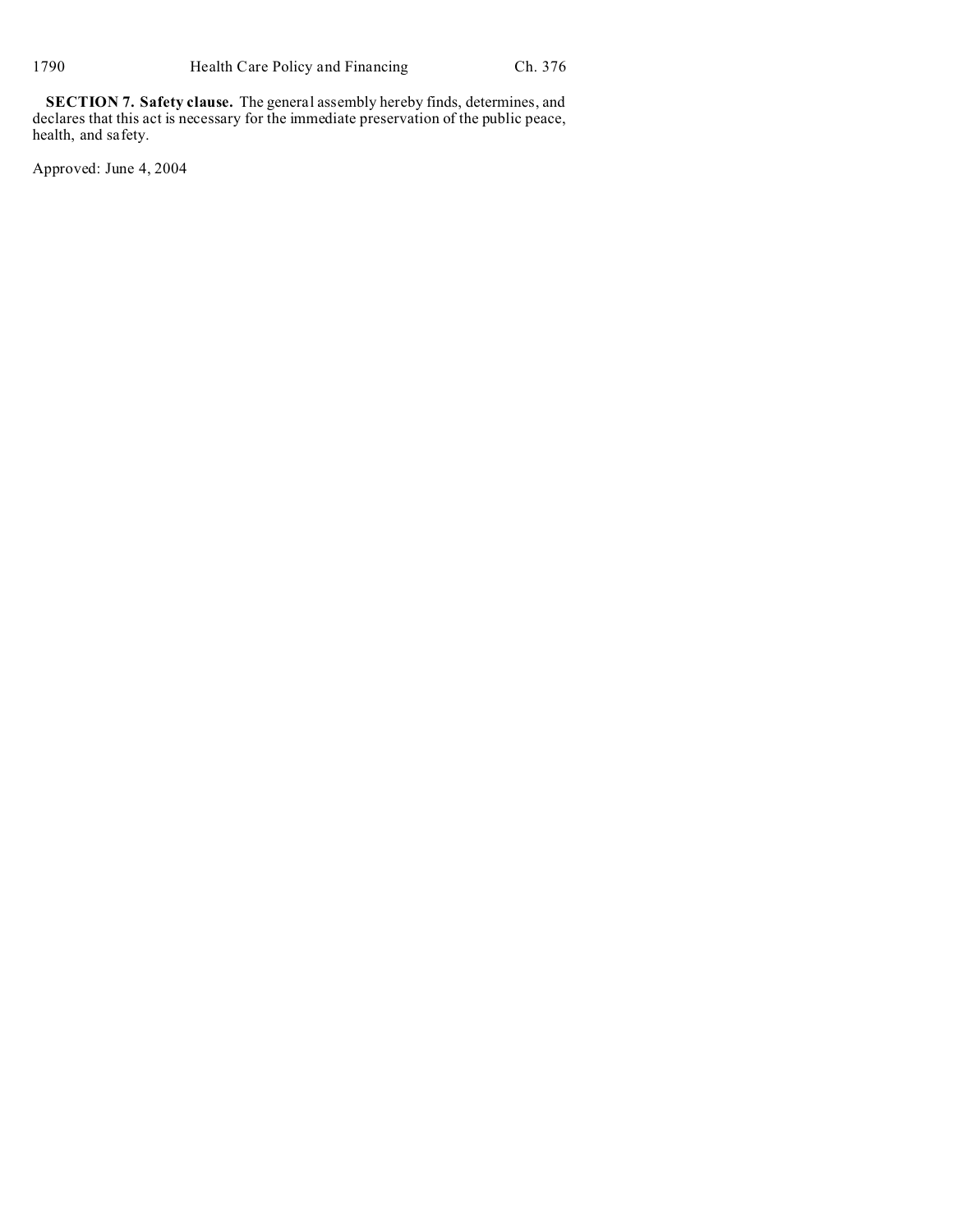**SECTION 7. Safety clause.** The general assembly hereby finds, determines, and declares that this act is necessary for the immediate preservation of the public peace, health, and safety.

Approved: June 4, 2004